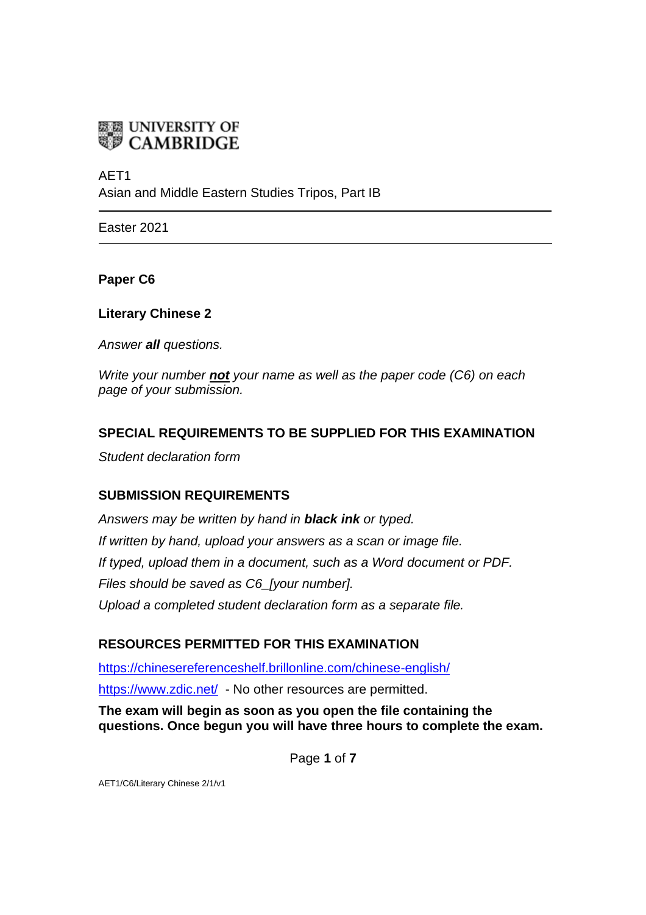UNIVERSITY OF CAMBRIDGE

AET1
Asian and Middle Eastern Studies Tripos, Part IB

Easter 2021

---

**Paper C6**

**Literary Chinese 2**

*Answer **all** questions.*

*Write your number **not** your name as well as the paper code (C6) on each page of your submission.*

**SPECIAL REQUIREMENTS TO BE SUPPLIED FOR THIS EXAMINATION**

*Student declaration form*

**SUBMISSION REQUIREMENTS**

*Answers may be written by hand in **black ink** or typed.*
*If written by hand, upload your answers as a scan or image file.*
*If typed, upload them in a document, such as a Word document or PDF.*
*Files should be saved as C6_[your number].*
*Upload a completed student declaration form as a separate file.*

**RESOURCES PERMITTED FOR THIS EXAMINATION**

https://chinesereferenceshelf.brillonline.com/chinese-english/
https://www.zdic.net/ - No other resources are permitted.

**The exam will begin as soon as you open the file containing the questions. Once begun you will have three hours to complete the exam.**

AET1/C6/Literary Chinese 2/1/v1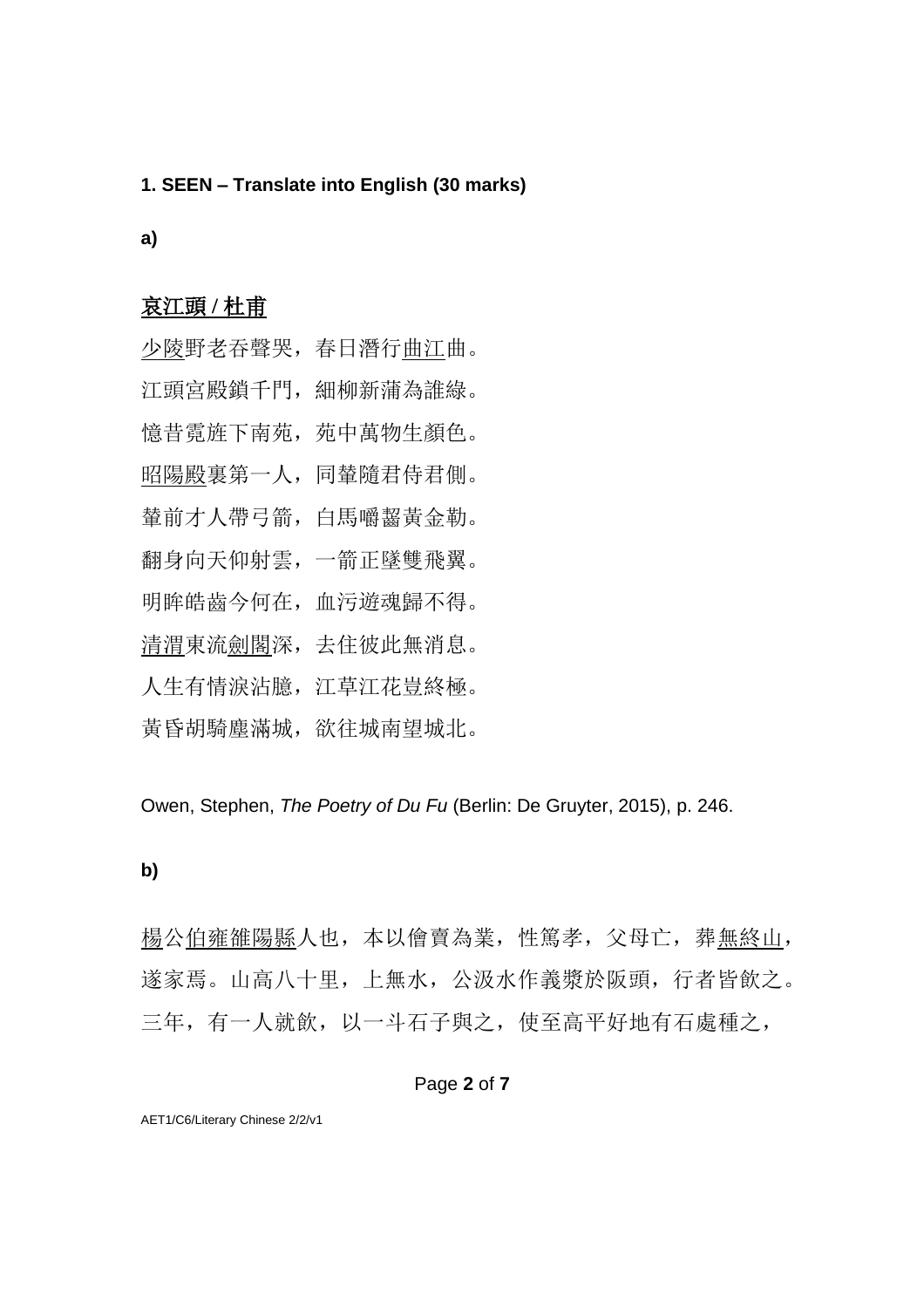**1. SEEN – Translate into English (30 marks)**

**a)**

## 哀江頭 / 杜甫

少陵野老吞聲哭，春日潛行曲江曲。

江頭宮殿鎖千門，細柳新蒲為誰綠。

憶昔霓旌下南苑，苑中萬物生顏色。

昭陽殿裏第一人，同輦隨君侍君側。

輦前才人帶弓箭，白馬嚼齧黃金勒。

翻身向天仰射雲，一箭正墜雙飛翼。

明眸皓齒今何在，血污遊魂歸不得。

清渭東流劍閣深，去住彼此無消息。

人生有情淚沾臆，江草江花豈終極。

黃昏胡騎塵滿城，欲往城南望城北。

Owen, Stephen, *The Poetry of Du Fu* (Berlin: De Gruyter, 2015), p. 246.

**b)**

楊公伯雍雒陽縣人也，本以儈賣為業，性篤孝，父母亡，葬無終山，遂家焉。山高八十里，上無水，公汲水作義漿於阪頭，行者皆飲之。三年，有一人就飲，以一斗石子與之，使至高平好地有石處種之，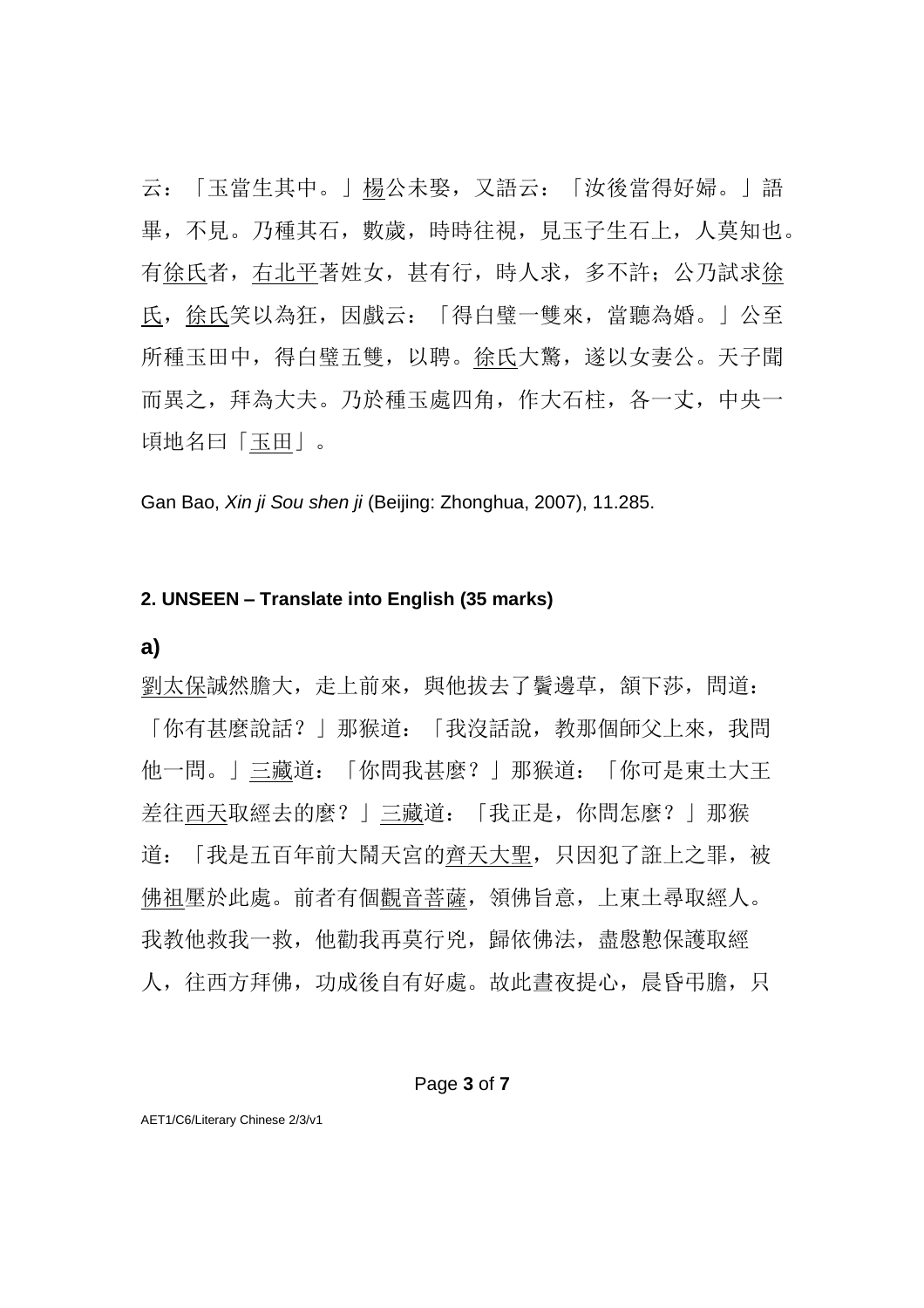云：「玉當生其中。」楊公未娶，又語云：「汝後當得好婦。」語畢，不見。乃種其石，數歲，時時往視，見玉子生石上，人莫知也。有徐氏者，右北平著姓女，甚有行，時人求，多不許；公乃試求徐氏，徐氏笑以為狂，因戲云：「得白璧一雙來，當聽為婚。」公至所種玉田中，得白璧五雙，以聘。徐氏大驚，遂以女妻公。天子聞而異之，拜為大夫。乃於種玉處四角，作大石柱，各一丈，中央一頃地名曰「玉田」。

Gan Bao, *Xin ji Sou shen ji* (Beijing: Zhonghua, 2007), 11.285.

### 2. UNSEEN – Translate into English (35 marks)

**a)**

劉太保誠然膽大，走上前來，與他拔去了鬢邊草，頷下莎，問道：「你有甚麼說話？」那猴道：「我沒話說，教那個師父上來，我問他一問。」三藏道：「你問我甚麼？」那猴道：「你可是東土大王差往西天取經去的麼？」三藏道：「我正是，你問怎麼？」那猴道：「我是五百年前大鬧天宮的齊天大聖，只因犯了誑上之罪，被佛祖壓於此處。前者有個觀音菩薩，領佛旨意，上東土尋取經人。我教他救我一救，他勸我再莫行兇，歸依佛法，盡慇懃保護取經人，往西方拜佛，功成後自有好處。故此晝夜提心，晨昏弔膽，只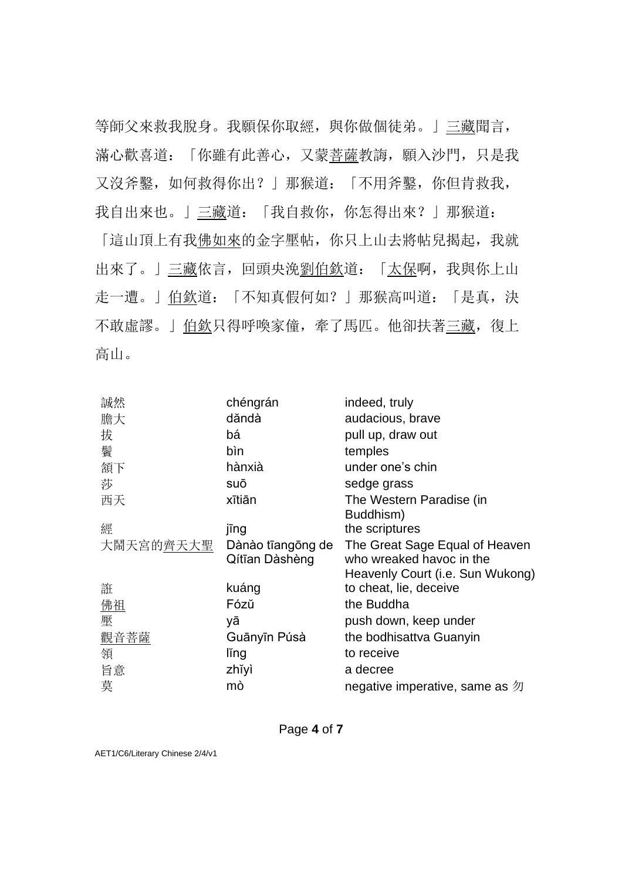等師父來救我脫身。我願保你取經，與你做個徒弟。」<u>三藏</u>聞言，滿心歡喜道：「你雖有此善心，又蒙<u>菩薩</u>教誨，願入沙門，只是我又沒斧鑿，如何救得你出？」那猴道：「不用斧鑿，你但肯救我，我自出來也。」<u>三藏</u>道：「我自救你，你怎得出來？」那猴道：「這山頂上有我<u>佛如來</u>的金字壓帖，你只上山去將帖兒揭起，我就出來了。」<u>三藏</u>依言，回頭央浼<u>劉伯欽</u>道：「<u>太保</u>啊，我與你上山走一遭。」<u>伯欽</u>道：「不知真假何如？」那猴高叫道：「是真，決不敢虛謬。」<u>伯欽</u>只得呼喚家僮，牽了馬匹。他卻扶著<u>三藏</u>，復上高山。

| | | |
|---|---|---|
| 誠然 | chéngrán | indeed, truly |
| 膽大 | dǎndà | audacious, brave |
| 拔 | bá | pull up, draw out |
| 鬢 | bìn | temples |
| 頷下 | hànxià | under one's chin |
| 莎 | suō | sedge grass |
| 西天 | xītiān | The Western Paradise (in Buddhism) |
| 經 | jīng | the scriptures |
| 大鬧天宮的<u>齊天大聖</u> | Dànào tiāngōng de Qítīan Dàshèng | The Great Sage Equal of Heaven who wreaked havoc in the Heavenly Court (i.e. Sun Wukong) |
| 誑 | kuáng | to cheat, lie, deceive |
| <u>佛祖</u> | Fózǔ | the Buddha |
| 壓 | yā | push down, keep under |
| <u>觀音菩薩</u> | Guānyīn Púsà | the bodhisattva Guanyin |
| 領 | lǐng | to receive |
| 旨意 | zhǐyì | a decree |
| 莫 | mò | negative imperative, same as 勿 |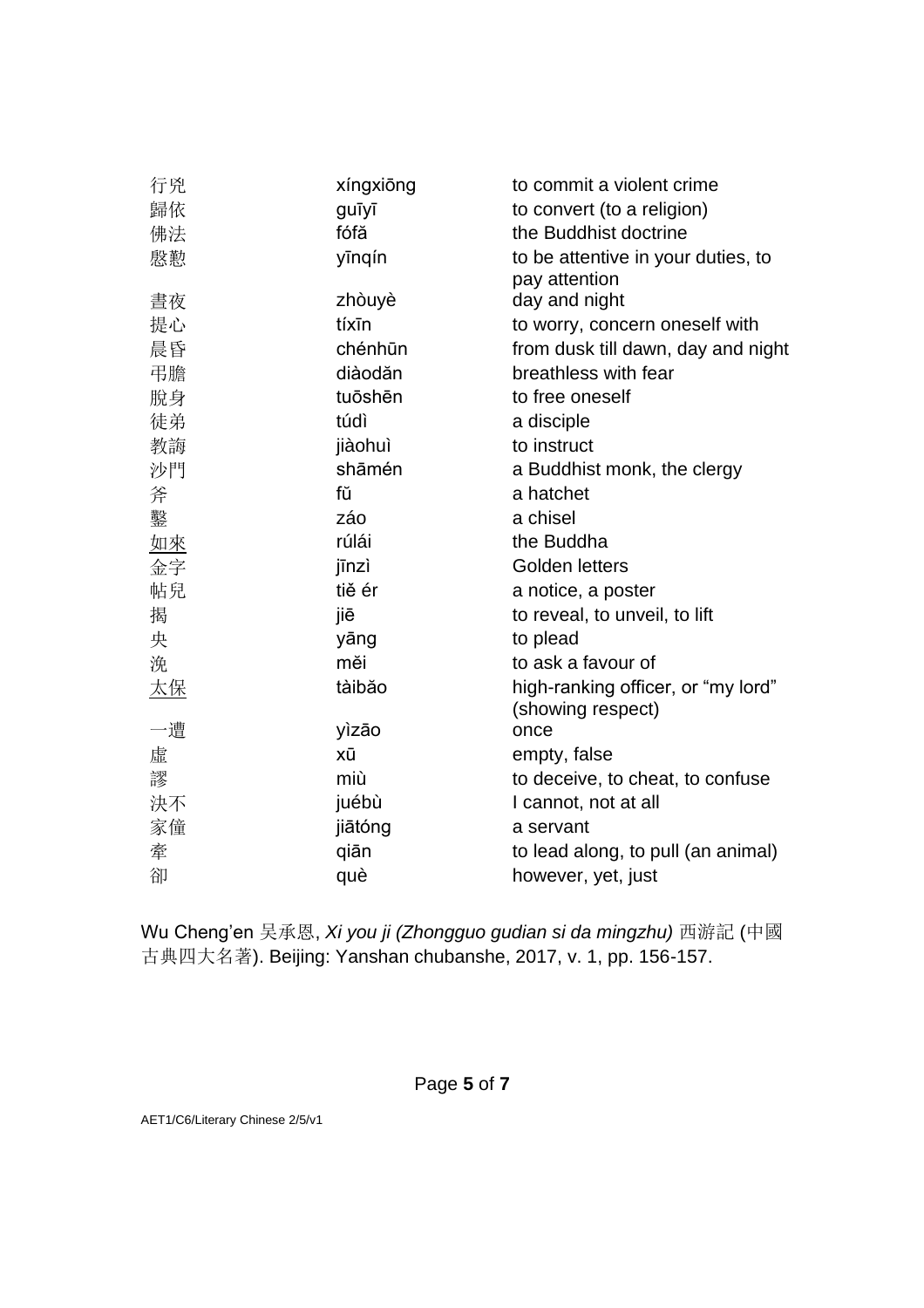| | | |
|---|---|---|
| 行兇 | xíngxiōng | to commit a violent crime |
| 歸依 | guīyī | to convert (to a religion) |
| 佛法 | fófǎ | the Buddhist doctrine |
| 慇懃 | yīnqín | to be attentive in your duties, to pay attention |
| 晝夜 | zhòuyè | day and night |
| 提心 | tíxīn | to worry, concern oneself with |
| 晨昏 | chénhūn | from dusk till dawn, day and night |
| 弔膽 | diàodǎn | breathless with fear |
| 脫身 | tuōshēn | to free oneself |
| 徒弟 | túdì | a disciple |
| 教誨 | jiàohuì | to instruct |
| 沙門 | shāmén | a Buddhist monk, the clergy |
| 斧 | fǔ | a hatchet |
| 鑿 | záo | a chisel |
| 如來 | rúlái | the Buddha |
| 金字 | jīnzì | Golden letters |
| 帖兒 | tiě ér | a notice, a poster |
| 揭 | jiē | to reveal, to unveil, to lift |
| 央 | yāng | to plead |
| 浼 | měi | to ask a favour of |
| 太保 | tàibǎo | high-ranking officer, or “my lord” (showing respect) |
| 一遭 | yìzāo | once |
| 虛 | xū | empty, false |
| 謬 | miù | to deceive, to cheat, to confuse |
| 決不 | juébù | I cannot, not at all |
| 家僮 | jiātóng | a servant |
| 牽 | qiān | to lead along, to pull (an animal) |
| 卻 | què | however, yet, just |

Wu Cheng’en 吴承恩, *Xi you ji (Zhongguo gudian si da mingzhu)* 西游記 (中國古典四大名著). Beijing: Yanshan chubanshe, 2017, v. 1, pp. 156-157.

AET1/C6/Literary Chinese 2/5/v1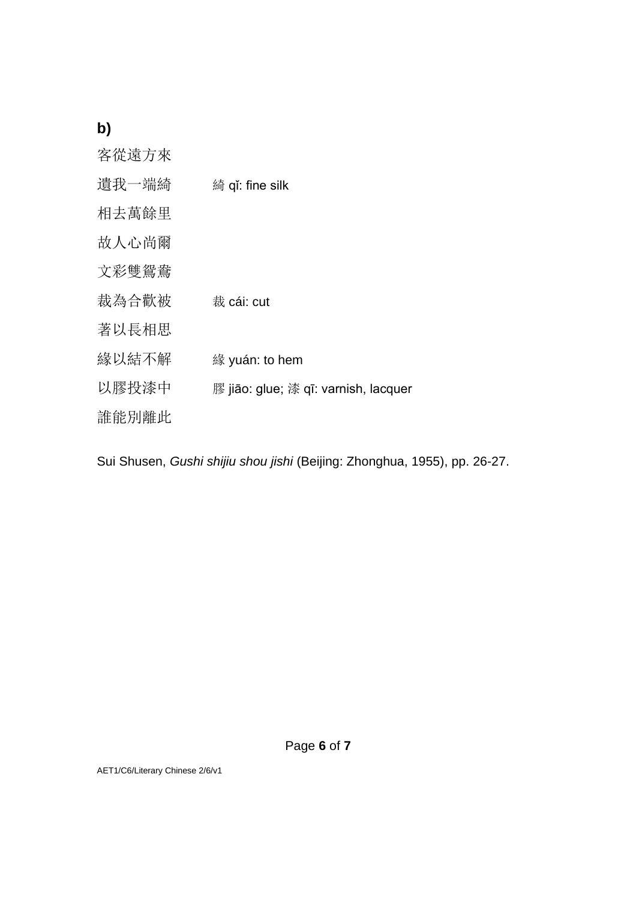**b)**

| | |
|---|---|
| 客從遠方來 | |
| 遺我一端綺 | 綺 qǐ: fine silk |
| 相去萬餘里 | |
| 故人心尚爾 | |
| 文彩雙鴛鴦 | |
| 裁為合歡被 | 裁 cái: cut |
| 著以長相思 | |
| 緣以結不解 | 緣 yuán: to hem |
| 以膠投漆中 | 膠 jiāo: glue; 漆 qī: varnish, lacquer |
| 誰能別離此 | |

Sui Shusen, *Gushi shijiu shou jishi* (Beijing: Zhonghua, 1955), pp. 26-27.

AET1/C6/Literary Chinese 2/6/v1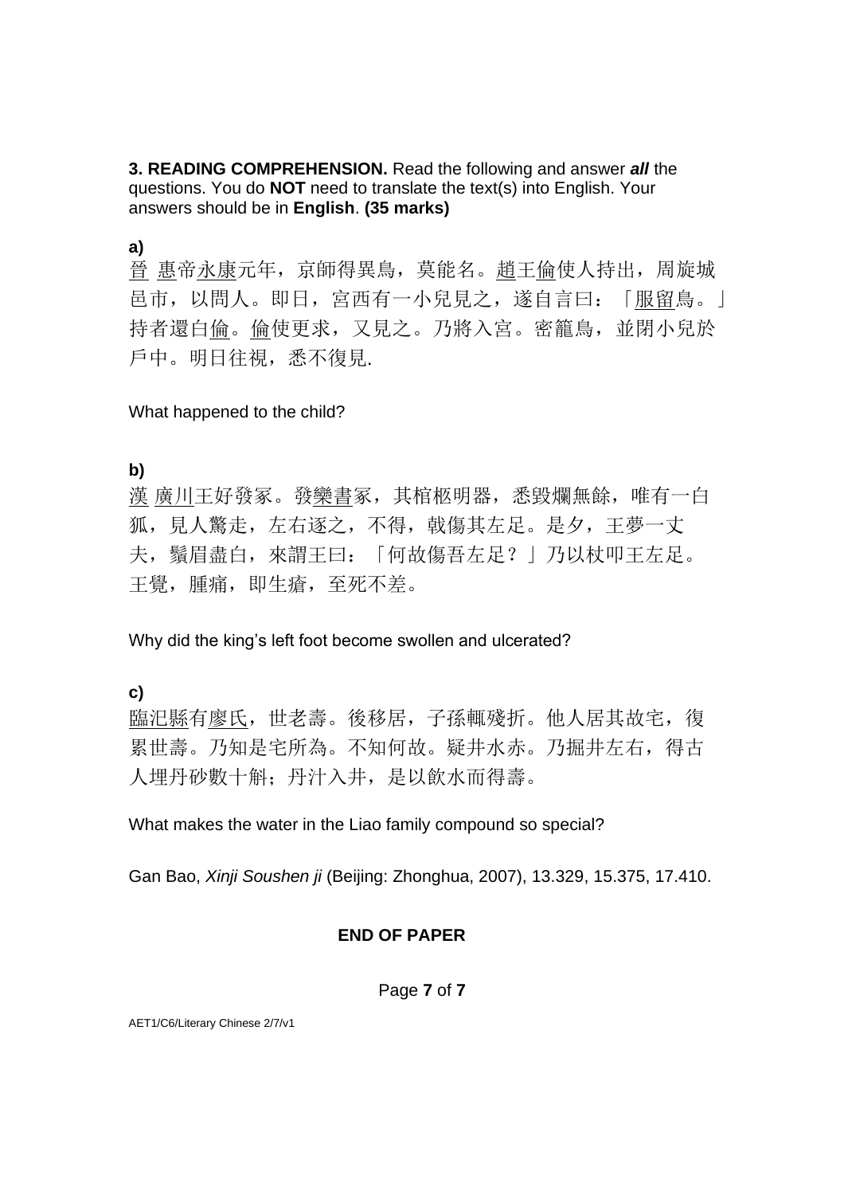**3. READING COMPREHENSION.** Read the following and answer ***all*** the questions. You do **NOT** need to translate the text(s) into English. Your answers should be in **English**. **(35 marks)**

**a)**

晉 惠帝永康元年，京師得異鳥，莫能名。趙王倫使人持出，周旋城邑市，以問人。即日，宮西有一小兒見之，遂自言曰：「服留鳥。」持者還白倫。倫使更求，又見之。乃將入宮。密籠鳥，並閉小兒於戶中。明日往視，悉不復見.

What happened to the child?

**b)**

漢 廣川王好發冢。發欒書冢，其棺柩明器，悉毀爛無餘，唯有一白狐，見人驚走，左右逐之，不得，戟傷其左足。是夕，王夢一丈夫，鬚眉盡白，來謂王曰：「何故傷吾左足？」乃以杖叩王左足。王覺，腫痛，即生瘡，至死不差。

Why did the king's left foot become swollen and ulcerated?

**c)**

臨汜縣有廖氏，世老壽。後移居，子孫輒殘折。他人居其故宅，復累世壽。乃知是宅所為。不知何故。疑井水赤。乃掘井左右，得古人埋丹砂數十斛；丹汁入井，是以飲水而得壽。

What makes the water in the Liao family compound so special?

Gan Bao, *Xinji Soushen ji* (Beijing: Zhonghua, 2007), 13.329, 15.375, 17.410.

**END OF PAPER**

AET1/C6/Literary Chinese 2/7/v1